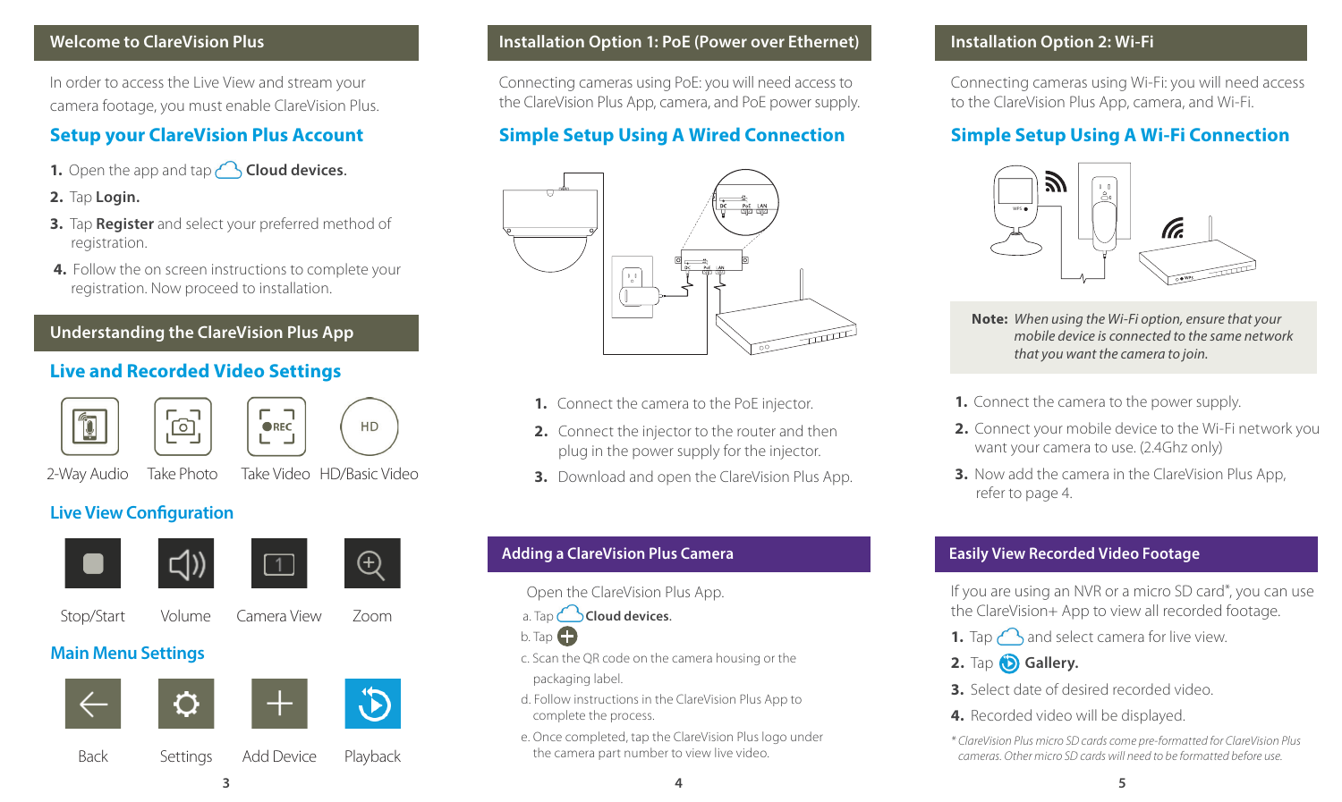## Welcome to ClareVision Plus

In order to access the Live View and stream your camera footage, you must enable ClareVision Plus.

### Setup your ClareVision Plus Account

1. Open the app and tap **Cloud devices.**
2. Tap **Login.**
3. Tap **Register** and select your preferred method of registration.
4. Follow the on screen instructions to complete your registration. Now proceed to installation.

## Understanding the ClareVision Plus App

### Live and Recorded Video Settings

2-Way Audio | Take Photo | Take Video | HD/Basic Video

### Live View Configuration

Stop/Start | Volume | Camera View | Zoom

### Main Menu Settings

Back | Settings | Add Device | Playback

## Installation Option 1: PoE (Power over Ethernet)

Connecting cameras using PoE: you will need access to the ClareVision Plus App, camera, and PoE power supply.

### Simple Setup Using A Wired Connection

1. Connect the camera to the PoE injector.
2. Connect the injector to the router and then plug in the power supply for the injector.
3. Download and open the ClareVision Plus App.

## Adding a ClareVision Plus Camera

Open the ClareVision Plus App.

a. Tap **Cloud devices.**
b. Tap
c. Scan the QR code on the camera housing or the packaging label.
d. Follow instructions in the ClareVision Plus App to complete the process.
e. Once completed, tap the ClareVision Plus logo under the camera part number to view live video.

## Installation Option 2: Wi-Fi

Connecting cameras using Wi-Fi: you will need access to the ClareVision Plus App, camera, and Wi-Fi.

### Simple Setup Using A Wi-Fi Connection

**Note:** *When using the Wi-Fi option, ensure that your mobile device is connected to the same network that you want the camera to join.*

1. Connect the camera to the power supply.
2. Connect your mobile device to the Wi-Fi network you want your camera to use. (2.4Ghz only)
3. Now add the camera in the ClareVision Plus App, refer to page 4.

## Easily View Recorded Video Footage

If you are using an NVR or a micro SD card*, you can use the ClareVision+ App to view all recorded footage.

1. Tap and select camera for live view.
2. Tap **Gallery.**
3. Select date of desired recorded video.
4. Recorded video will be displayed.

*\* ClareVision Plus micro SD cards come pre-formatted for ClareVision Plus cameras. Other micro SD cards will need to be formatted before use.*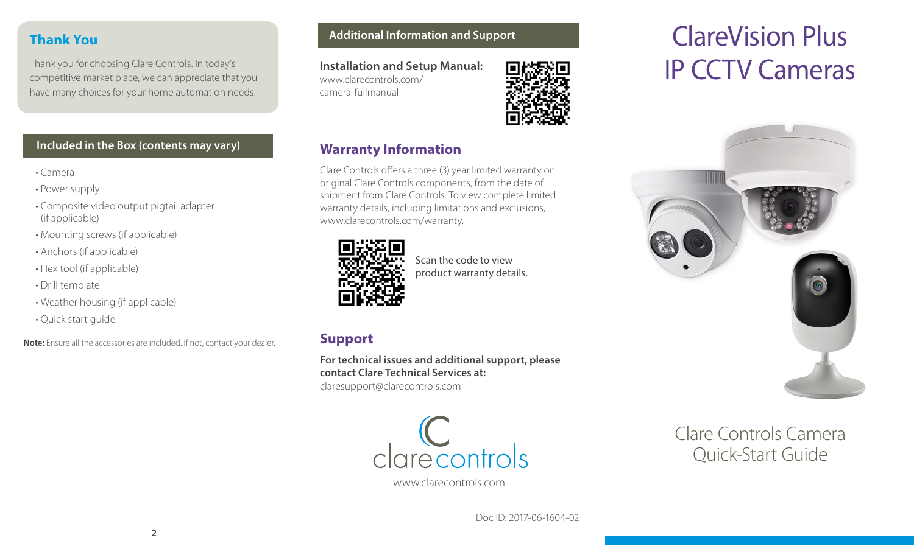## Thank You

Thank you for choosing Clare Controls. In today's competitive market place, we can appreciate that you have many choices for your home automation needs.

## Included in the Box (contents may vary)

- Camera
- Power supply
- Composite video output pigtail adapter (if applicable)
- Mounting screws (if applicable)
- Anchors (if applicable)
- Hex tool (if applicable)
- Drill template
- Weather housing (if applicable)
- Quick start guide

**Note:** Ensure all the accessories are included. If not, contact your dealer.

## Additional Information and Support

**Installation and Setup Manual:**
www.clarecontrols.com/camera-fullmanual

## Warranty Information

Clare Controls offers a three (3) year limited warranty on original Clare Controls components, from the date of shipment from Clare Controls. To view complete limited warranty details, including limitations and exclusions, www.clarecontrols.com/warranty.

Scan the code to view product warranty details.

## Support

**For technical issues and additional support, please contact Clare Technical Services at:**
claresupport@clarecontrols.com

clare controls

www.clarecontrols.com

Doc ID: 2017-06-1604-02

# ClareVision Plus IP CCTV Cameras

Clare Controls Camera Quick-Start Guide